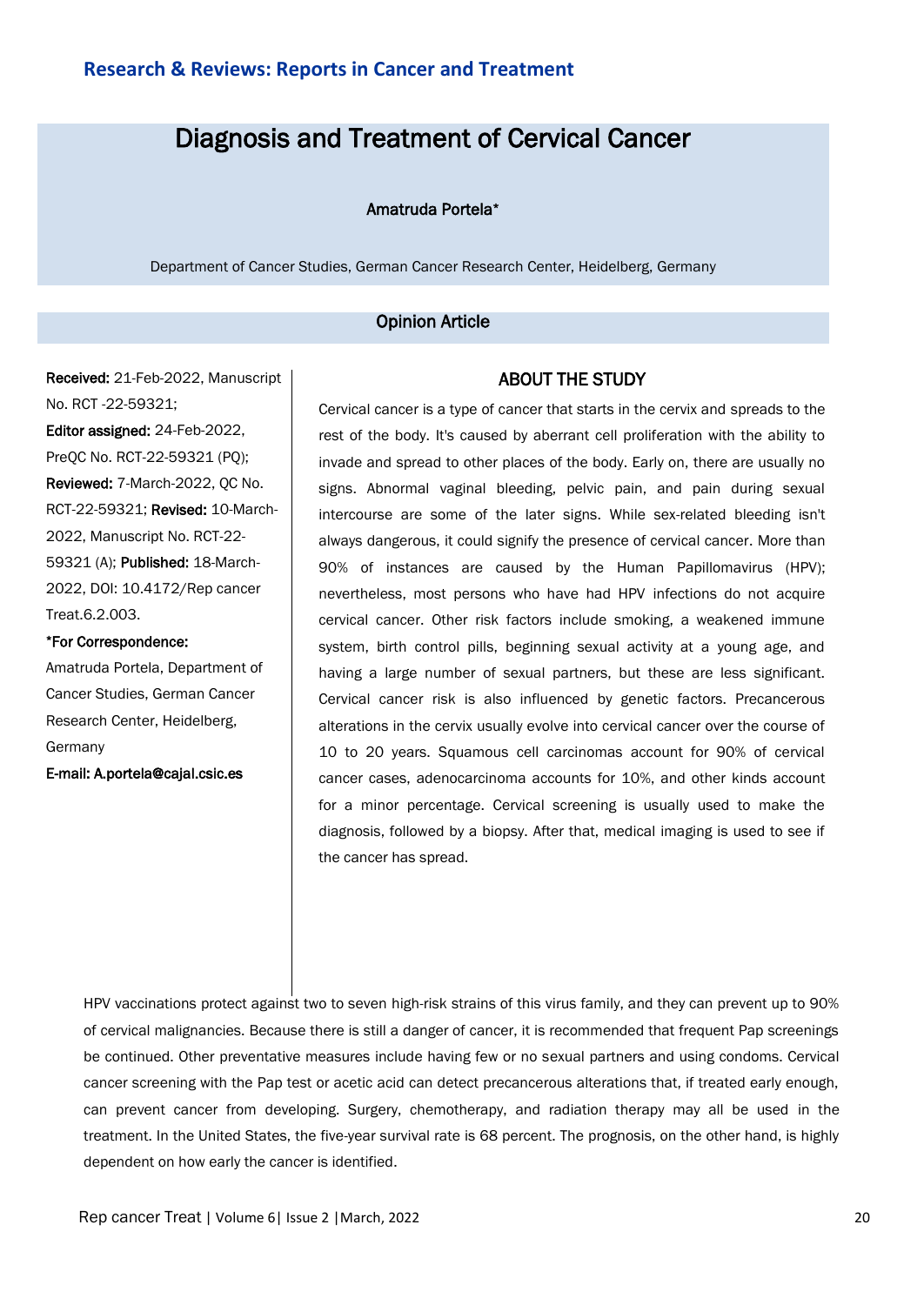# Research & Reviews: Reports in Cancer and Treatment

# Diagnosis and Treatment of Cervical Cancer

**Amatruda Portela***

Department of Cancer Studies, German Cancer Research Center, Heidelberg, Germany

## Opinion Article

**Received:** 21-Feb-2022, Manuscript No. RCT -22-59321; **Editor assigned:** 24-Feb-2022, PreQC No. RCT-22-59321 (PQ); **Reviewed:** 7-March-2022, QC No. RCT-22-59321; **Revised:** 10-March-2022, Manuscript No. RCT-22-59321 (A); **Published:** 18-March-2022, DOI: 10.4172/Rep cancer Treat.6.2.003.

***For Correspondence:**

Amatruda Portela, Department of Cancer Studies, German Cancer Research Center, Heidelberg, Germany

**E-mail: A.portela@cajal.csic.es**

## ABOUT THE STUDY

Cervical cancer is a type of cancer that starts in the cervix and spreads to the rest of the body. It's caused by aberrant cell proliferation with the ability to invade and spread to other places of the body. Early on, there are usually no signs. Abnormal vaginal bleeding, pelvic pain, and pain during sexual intercourse are some of the later signs. While sex-related bleeding isn't always dangerous, it could signify the presence of cervical cancer. More than 90% of instances are caused by the Human Papillomavirus (HPV); nevertheless, most persons who have had HPV infections do not acquire cervical cancer. Other risk factors include smoking, a weakened immune system, birth control pills, beginning sexual activity at a young age, and having a large number of sexual partners, but these are less significant. Cervical cancer risk is also influenced by genetic factors. Precancerous alterations in the cervix usually evolve into cervical cancer over the course of 10 to 20 years. Squamous cell carcinomas account for 90% of cervical cancer cases, adenocarcinoma accounts for 10%, and other kinds account for a minor percentage. Cervical screening is usually used to make the diagnosis, followed by a biopsy. After that, medical imaging is used to see if the cancer has spread.

HPV vaccinations protect against two to seven high-risk strains of this virus family, and they can prevent up to 90% of cervical malignancies. Because there is still a danger of cancer, it is recommended that frequent Pap screenings be continued. Other preventative measures include having few or no sexual partners and using condoms. Cervical cancer screening with the Pap test or acetic acid can detect precancerous alterations that, if treated early enough, can prevent cancer from developing. Surgery, chemotherapy, and radiation therapy may all be used in the treatment. In the United States, the five-year survival rate is 68 percent. The prognosis, on the other hand, is highly dependent on how early the cancer is identified.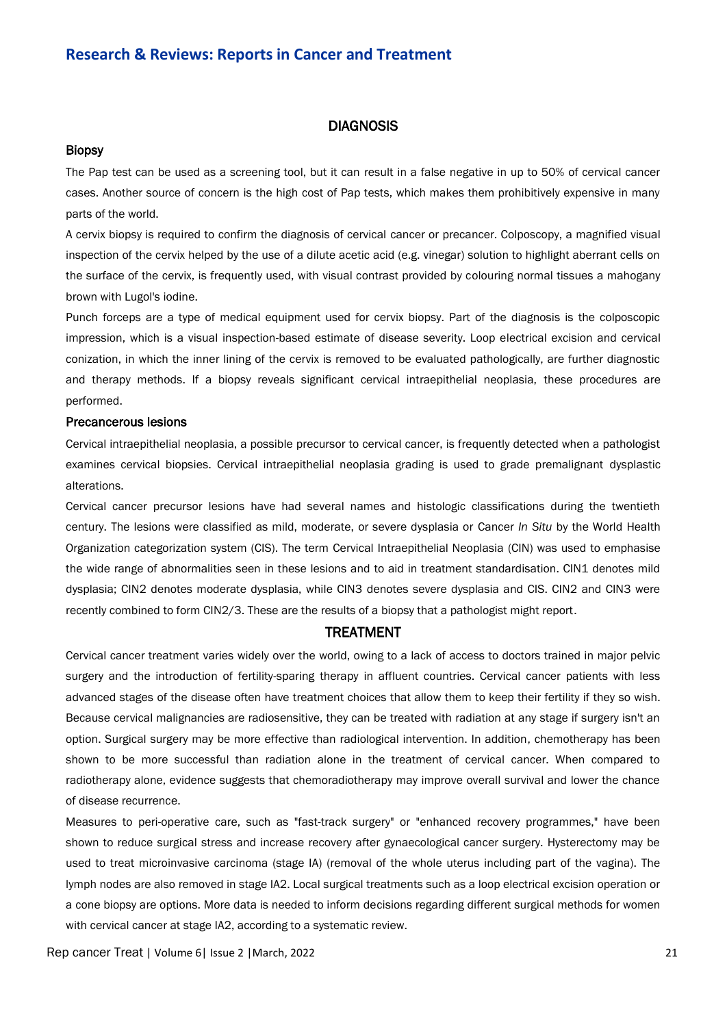## DIAGNOSIS

### Biopsy

The Pap test can be used as a screening tool, but it can result in a false negative in up to 50% of cervical cancer cases. Another source of concern is the high cost of Pap tests, which makes them prohibitively expensive in many parts of the world.

A cervix biopsy is required to confirm the diagnosis of cervical cancer or precancer. Colposcopy, a magnified visual inspection of the cervix helped by the use of a dilute acetic acid (e.g. vinegar) solution to highlight aberrant cells on the surface of the cervix, is frequently used, with visual contrast provided by colouring normal tissues a mahogany brown with Lugol's iodine.

Punch forceps are a type of medical equipment used for cervix biopsy. Part of the diagnosis is the colposcopic impression, which is a visual inspection-based estimate of disease severity. Loop electrical excision and cervical conization, in which the inner lining of the cervix is removed to be evaluated pathologically, are further diagnostic and therapy methods. If a biopsy reveals significant cervical intraepithelial neoplasia, these procedures are performed.

### Precancerous lesions

Cervical intraepithelial neoplasia, a possible precursor to cervical cancer, is frequently detected when a pathologist examines cervical biopsies. Cervical intraepithelial neoplasia grading is used to grade premalignant dysplastic alterations.

Cervical cancer precursor lesions have had several names and histologic classifications during the twentieth century. The lesions were classified as mild, moderate, or severe dysplasia or Cancer *In Situ* by the World Health Organization categorization system (CIS). The term Cervical Intraepithelial Neoplasia (CIN) was used to emphasise the wide range of abnormalities seen in these lesions and to aid in treatment standardisation. CIN1 denotes mild dysplasia; CIN2 denotes moderate dysplasia, while CIN3 denotes severe dysplasia and CIS. CIN2 and CIN3 were recently combined to form CIN2/3. These are the results of a biopsy that a pathologist might report.

## TREATMENT

Cervical cancer treatment varies widely over the world, owing to a lack of access to doctors trained in major pelvic surgery and the introduction of fertility-sparing therapy in affluent countries. Cervical cancer patients with less advanced stages of the disease often have treatment choices that allow them to keep their fertility if they so wish. Because cervical malignancies are radiosensitive, they can be treated with radiation at any stage if surgery isn't an option. Surgical surgery may be more effective than radiological intervention. In addition, chemotherapy has been shown to be more successful than radiation alone in the treatment of cervical cancer. When compared to radiotherapy alone, evidence suggests that chemoradiotherapy may improve overall survival and lower the chance of disease recurrence.

Measures to peri-operative care, such as "fast-track surgery" or "enhanced recovery programmes," have been shown to reduce surgical stress and increase recovery after gynaecological cancer surgery. Hysterectomy may be used to treat microinvasive carcinoma (stage IA) (removal of the whole uterus including part of the vagina). The lymph nodes are also removed in stage IA2. Local surgical treatments such as a loop electrical excision operation or a cone biopsy are options. More data is needed to inform decisions regarding different surgical methods for women with cervical cancer at stage IA2, according to a systematic review.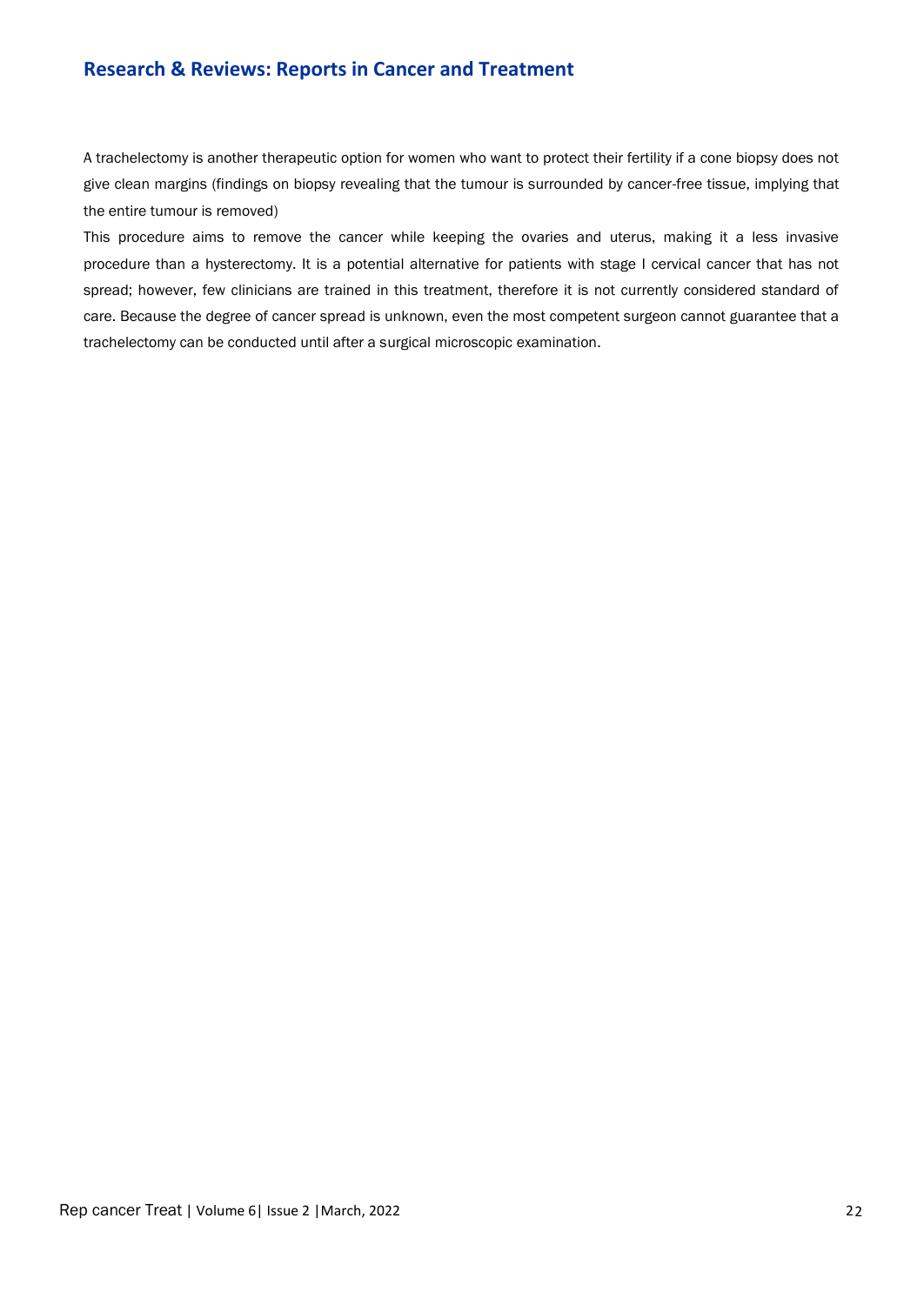A trachelectomy is another therapeutic option for women who want to protect their fertility if a cone biopsy does not give clean margins (findings on biopsy revealing that the tumour is surrounded by cancer-free tissue, implying that the entire tumour is removed)

This procedure aims to remove the cancer while keeping the ovaries and uterus, making it a less invasive procedure than a hysterectomy. It is a potential alternative for patients with stage I cervical cancer that has not spread; however, few clinicians are trained in this treatment, therefore it is not currently considered standard of care. Because the degree of cancer spread is unknown, even the most competent surgeon cannot guarantee that a trachelectomy can be conducted until after a surgical microscopic examination.